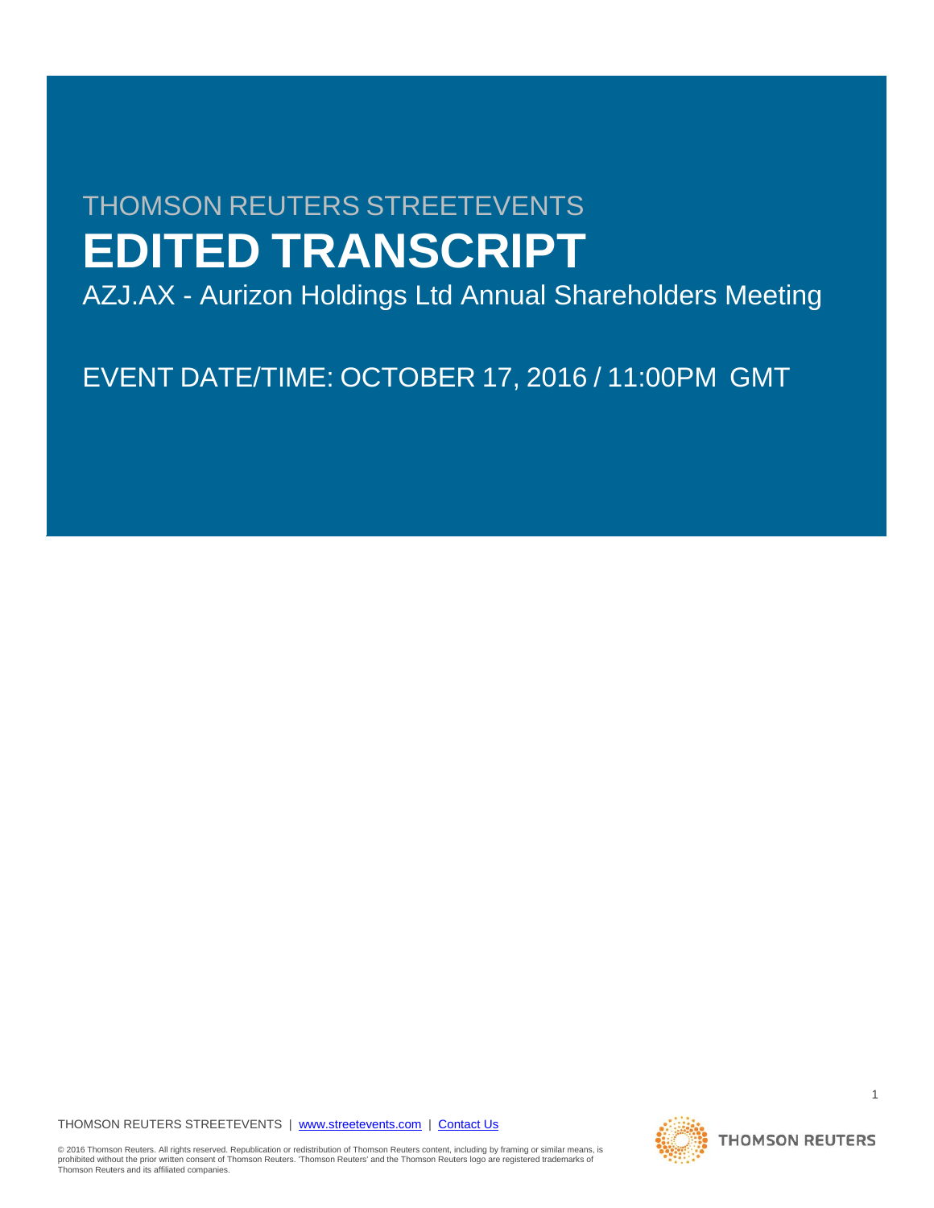THOMSON REUTERS STREETEVENTS

# EDITED TRANSCRIPT

AZJ.AX - Aurizon Holdings Ltd Annual Shareholders Meeting

EVENT DATE/TIME: OCTOBER 17, 2016 / 11:00PM GMT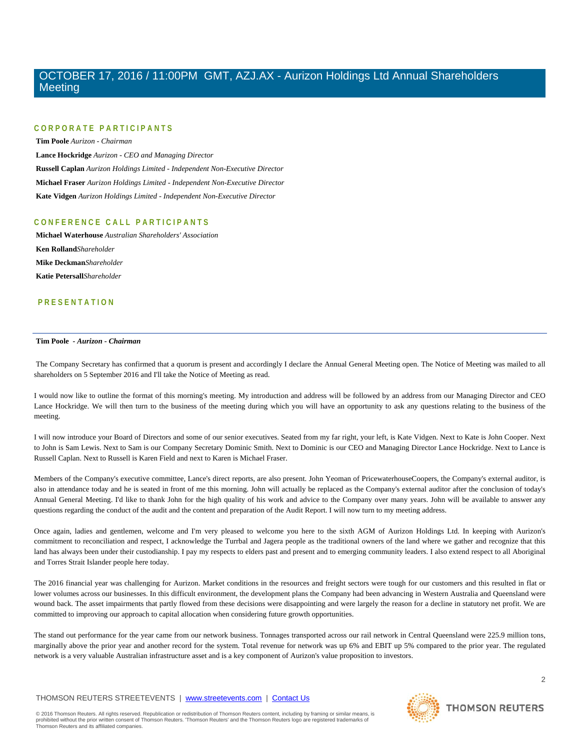# OCTOBER 17, 2016 / 11:00PM GMT, AZJ.AX - Aurizon Holdings Ltd Annual Shareholders Meeting

## CORPORATE PARTICIPANTS

**Tim Poole** *Aurizon - Chairman*

**Lance Hockridge** *Aurizon - CEO and Managing Director*

**Russell Caplan** *Aurizon Holdings Limited - Independent Non-Executive Director*

**Michael Fraser** *Aurizon Holdings Limited - Independent Non-Executive Director*

**Kate Vidgen** *Aurizon Holdings Limited - Independent Non-Executive Director*

## CONFERENCE CALL PARTICIPANTS

**Michael Waterhouse** *Australian Shareholders' Association*

**Ken Rolland** *Shareholder*

**Mike Deckman** *Shareholder*

**Katie Petersall** *Shareholder*

## PRESENTATION

**Tim Poole** *- Aurizon - Chairman*

The Company Secretary has confirmed that a quorum is present and accordingly I declare the Annual General Meeting open. The Notice of Meeting was mailed to all shareholders on 5 September 2016 and I'll take the Notice of Meeting as read.

I would now like to outline the format of this morning's meeting. My introduction and address will be followed by an address from our Managing Director and CEO Lance Hockridge. We will then turn to the business of the meeting during which you will have an opportunity to ask any questions relating to the business of the meeting.

I will now introduce your Board of Directors and some of our senior executives. Seated from my far right, your left, is Kate Vidgen. Next to Kate is John Cooper. Next to John is Sam Lewis. Next to Sam is our Company Secretary Dominic Smith. Next to Dominic is our CEO and Managing Director Lance Hockridge. Next to Lance is Russell Caplan. Next to Russell is Karen Field and next to Karen is Michael Fraser.

Members of the Company's executive committee, Lance's direct reports, are also present. John Yeoman of PricewaterhouseCoopers, the Company's external auditor, is also in attendance today and he is seated in front of me this morning. John will actually be replaced as the Company's external auditor after the conclusion of today's Annual General Meeting. I'd like to thank John for the high quality of his work and advice to the Company over many years. John will be available to answer any questions regarding the conduct of the audit and the content and preparation of the Audit Report. I will now turn to my meeting address.

Once again, ladies and gentlemen, welcome and I'm very pleased to welcome you here to the sixth AGM of Aurizon Holdings Ltd. In keeping with Aurizon's commitment to reconciliation and respect, I acknowledge the Turrbal and Jagera people as the traditional owners of the land where we gather and recognize that this land has always been under their custodianship. I pay my respects to elders past and present and to emerging community leaders. I also extend respect to all Aboriginal and Torres Strait Islander people here today.

The 2016 financial year was challenging for Aurizon. Market conditions in the resources and freight sectors were tough for our customers and this resulted in flat or lower volumes across our businesses. In this difficult environment, the development plans the Company had been advancing in Western Australia and Queensland were wound back. The asset impairments that partly flowed from these decisions were disappointing and were largely the reason for a decline in statutory net profit. We are committed to improving our approach to capital allocation when considering future growth opportunities.

The stand out performance for the year came from our network business. Tonnages transported across our rail network in Central Queensland were 225.9 million tons, marginally above the prior year and another record for the system. Total revenue for network was up 6% and EBIT up 5% compared to the prior year. The regulated network is a very valuable Australian infrastructure asset and is a key component of Aurizon's value proposition to investors.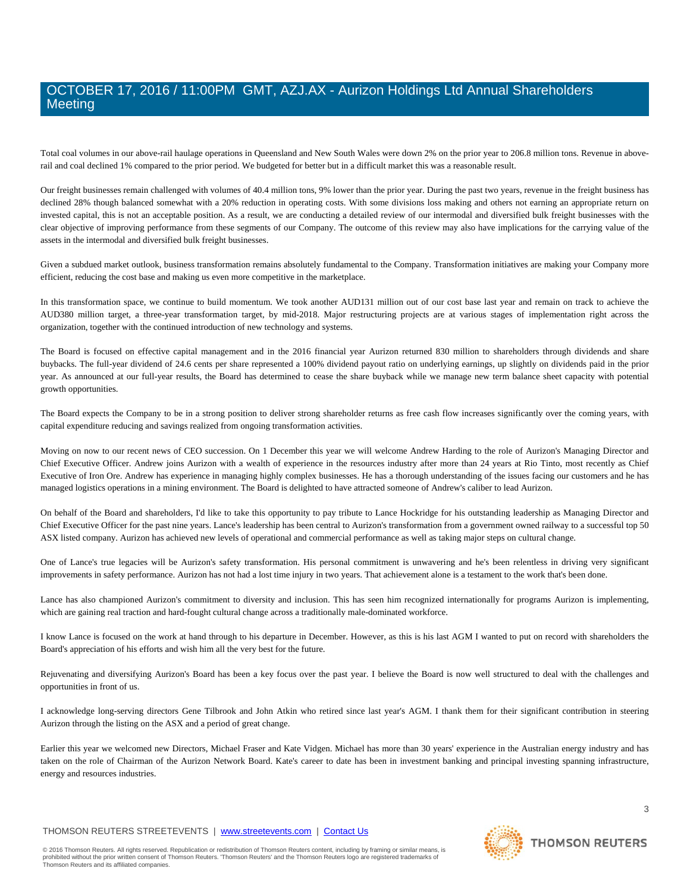Total coal volumes in our above-rail haulage operations in Queensland and New South Wales were down 2% on the prior year to 206.8 million tons. Revenue in above-rail and coal declined 1% compared to the prior period. We budgeted for better but in a difficult market this was a reasonable result.

Our freight businesses remain challenged with volumes of 40.4 million tons, 9% lower than the prior year. During the past two years, revenue in the freight business has declined 28% though balanced somewhat with a 20% reduction in operating costs. With some divisions loss making and others not earning an appropriate return on invested capital, this is not an acceptable position. As a result, we are conducting a detailed review of our intermodal and diversified bulk freight businesses with the clear objective of improving performance from these segments of our Company. The outcome of this review may also have implications for the carrying value of the assets in the intermodal and diversified bulk freight businesses.

Given a subdued market outlook, business transformation remains absolutely fundamental to the Company. Transformation initiatives are making your Company more efficient, reducing the cost base and making us even more competitive in the marketplace.

In this transformation space, we continue to build momentum. We took another AUD131 million out of our cost base last year and remain on track to achieve the AUD380 million target, a three-year transformation target, by mid-2018. Major restructuring projects are at various stages of implementation right across the organization, together with the continued introduction of new technology and systems.

The Board is focused on effective capital management and in the 2016 financial year Aurizon returned 830 million to shareholders through dividends and share buybacks. The full-year dividend of 24.6 cents per share represented a 100% dividend payout ratio on underlying earnings, up slightly on dividends paid in the prior year. As announced at our full-year results, the Board has determined to cease the share buyback while we manage new term balance sheet capacity with potential growth opportunities.

The Board expects the Company to be in a strong position to deliver strong shareholder returns as free cash flow increases significantly over the coming years, with capital expenditure reducing and savings realized from ongoing transformation activities.

Moving on now to our recent news of CEO succession. On 1 December this year we will welcome Andrew Harding to the role of Aurizon's Managing Director and Chief Executive Officer. Andrew joins Aurizon with a wealth of experience in the resources industry after more than 24 years at Rio Tinto, most recently as Chief Executive of Iron Ore. Andrew has experience in managing highly complex businesses. He has a thorough understanding of the issues facing our customers and he has managed logistics operations in a mining environment. The Board is delighted to have attracted someone of Andrew's caliber to lead Aurizon.

On behalf of the Board and shareholders, I'd like to take this opportunity to pay tribute to Lance Hockridge for his outstanding leadership as Managing Director and Chief Executive Officer for the past nine years. Lance's leadership has been central to Aurizon's transformation from a government owned railway to a successful top 50 ASX listed company. Aurizon has achieved new levels of operational and commercial performance as well as taking major steps on cultural change.

One of Lance's true legacies will be Aurizon's safety transformation. His personal commitment is unwavering and he's been relentless in driving very significant improvements in safety performance. Aurizon has not had a lost time injury in two years. That achievement alone is a testament to the work that's been done.

Lance has also championed Aurizon's commitment to diversity and inclusion. This has seen him recognized internationally for programs Aurizon is implementing, which are gaining real traction and hard-fought cultural change across a traditionally male-dominated workforce.

I know Lance is focused on the work at hand through to his departure in December. However, as this is his last AGM I wanted to put on record with shareholders the Board's appreciation of his efforts and wish him all the very best for the future.

Rejuvenating and diversifying Aurizon's Board has been a key focus over the past year. I believe the Board is now well structured to deal with the challenges and opportunities in front of us.

I acknowledge long-serving directors Gene Tilbrook and John Atkin who retired since last year's AGM. I thank them for their significant contribution in steering Aurizon through the listing on the ASX and a period of great change.

Earlier this year we welcomed new Directors, Michael Fraser and Kate Vidgen. Michael has more than 30 years' experience in the Australian energy industry and has taken on the role of Chairman of the Aurizon Network Board. Kate's career to date has been in investment banking and principal investing spanning infrastructure, energy and resources industries.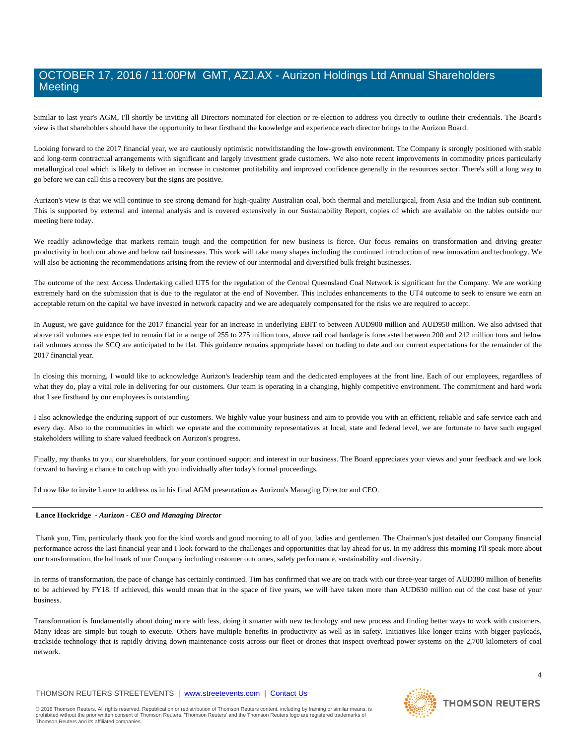Similar to last year's AGM, I'll shortly be inviting all Directors nominated for election or re-election to address you directly to outline their credentials. The Board's view is that shareholders should have the opportunity to hear firsthand the knowledge and experience each director brings to the Aurizon Board.

Looking forward to the 2017 financial year, we are cautiously optimistic notwithstanding the low-growth environment. The Company is strongly positioned with stable and long-term contractual arrangements with significant and largely investment grade customers. We also note recent improvements in commodity prices particularly metallurgical coal which is likely to deliver an increase in customer profitability and improved confidence generally in the resources sector. There's still a long way to go before we can call this a recovery but the signs are positive.

Aurizon's view is that we will continue to see strong demand for high-quality Australian coal, both thermal and metallurgical, from Asia and the Indian sub-continent. This is supported by external and internal analysis and is covered extensively in our Sustainability Report, copies of which are available on the tables outside our meeting here today.

We readily acknowledge that markets remain tough and the competition for new business is fierce. Our focus remains on transformation and driving greater productivity in both our above and below rail businesses. This work will take many shapes including the continued introduction of new innovation and technology. We will also be actioning the recommendations arising from the review of our intermodal and diversified bulk freight businesses.

The outcome of the next Access Undertaking called UT5 for the regulation of the Central Queensland Coal Network is significant for the Company. We are working extremely hard on the submission that is due to the regulator at the end of November. This includes enhancements to the UT4 outcome to seek to ensure we earn an acceptable return on the capital we have invested in network capacity and we are adequately compensated for the risks we are required to accept.

In August, we gave guidance for the 2017 financial year for an increase in underlying EBIT to between AUD900 million and AUD950 million. We also advised that above rail volumes are expected to remain flat in a range of 255 to 275 million tons, above rail coal haulage is forecasted between 200 and 212 million tons and below rail volumes across the SCQ are anticipated to be flat. This guidance remains appropriate based on trading to date and our current expectations for the remainder of the 2017 financial year.

In closing this morning, I would like to acknowledge Aurizon's leadership team and the dedicated employees at the front line. Each of our employees, regardless of what they do, play a vital role in delivering for our customers. Our team is operating in a changing, highly competitive environment. The commitment and hard work that I see firsthand by our employees is outstanding.

I also acknowledge the enduring support of our customers. We highly value your business and aim to provide you with an efficient, reliable and safe service each and every day. Also to the communities in which we operate and the community representatives at local, state and federal level, we are fortunate to have such engaged stakeholders willing to share valued feedback on Aurizon's progress.

Finally, my thanks to you, our shareholders, for your continued support and interest in our business. The Board appreciates your views and your feedback and we look forward to having a chance to catch up with you individually after today's formal proceedings.

I'd now like to invite Lance to address us in his final AGM presentation as Aurizon's Managing Director and CEO.

---

**Lance Hockridge** - *Aurizon - CEO and Managing Director*

Thank you, Tim, particularly thank you for the kind words and good morning to all of you, ladies and gentlemen. The Chairman's just detailed our Company financial performance across the last financial year and I look forward to the challenges and opportunities that lay ahead for us. In my address this morning I'll speak more about our transformation, the hallmark of our Company including customer outcomes, safety performance, sustainability and diversity.

In terms of transformation, the pace of change has certainly continued. Tim has confirmed that we are on track with our three-year target of AUD380 million of benefits to be achieved by FY18. If achieved, this would mean that in the space of five years, we will have taken more than AUD630 million out of the cost base of your business.

Transformation is fundamentally about doing more with less, doing it smarter with new technology and new process and finding better ways to work with customers. Many ideas are simple but tough to execute. Others have multiple benefits in productivity as well as in safety. Initiatives like longer trains with bigger payloads, trackside technology that is rapidly driving down maintenance costs across our fleet or drones that inspect overhead power systems on the 2,700 kilometers of coal network.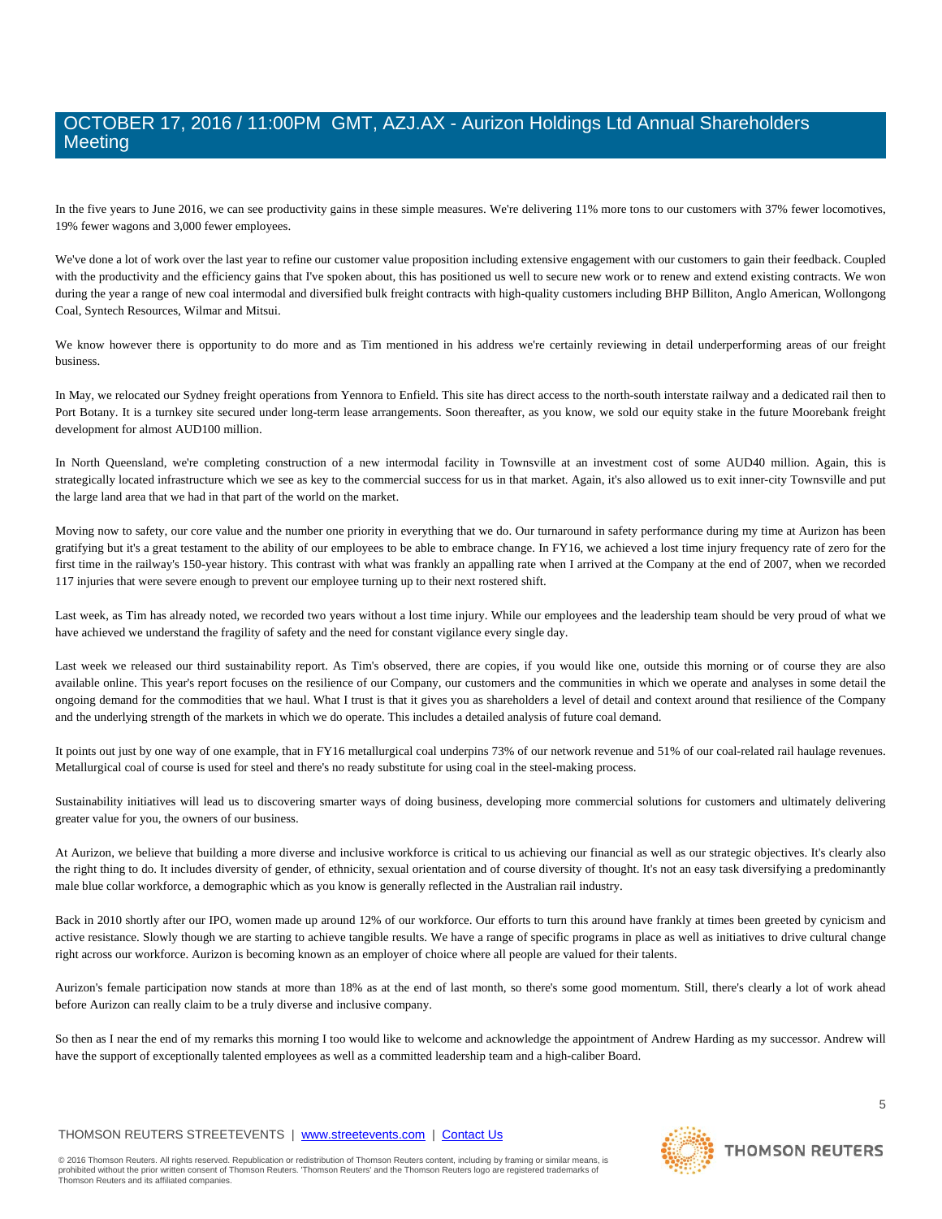In the five years to June 2016, we can see productivity gains in these simple measures. We're delivering 11% more tons to our customers with 37% fewer locomotives, 19% fewer wagons and 3,000 fewer employees.

We've done a lot of work over the last year to refine our customer value proposition including extensive engagement with our customers to gain their feedback. Coupled with the productivity and the efficiency gains that I've spoken about, this has positioned us well to secure new work or to renew and extend existing contracts. We won during the year a range of new coal intermodal and diversified bulk freight contracts with high-quality customers including BHP Billiton, Anglo American, Wollongong Coal, Syntech Resources, Wilmar and Mitsui.

We know however there is opportunity to do more and as Tim mentioned in his address we're certainly reviewing in detail underperforming areas of our freight business.

In May, we relocated our Sydney freight operations from Yennora to Enfield. This site has direct access to the north-south interstate railway and a dedicated rail then to Port Botany. It is a turnkey site secured under long-term lease arrangements. Soon thereafter, as you know, we sold our equity stake in the future Moorebank freight development for almost AUD100 million.

In North Queensland, we're completing construction of a new intermodal facility in Townsville at an investment cost of some AUD40 million. Again, this is strategically located infrastructure which we see as key to the commercial success for us in that market. Again, it's also allowed us to exit inner-city Townsville and put the large land area that we had in that part of the world on the market.

Moving now to safety, our core value and the number one priority in everything that we do. Our turnaround in safety performance during my time at Aurizon has been gratifying but it's a great testament to the ability of our employees to be able to embrace change. In FY16, we achieved a lost time injury frequency rate of zero for the first time in the railway's 150-year history. This contrast with what was frankly an appalling rate when I arrived at the Company at the end of 2007, when we recorded 117 injuries that were severe enough to prevent our employee turning up to their next rostered shift.

Last week, as Tim has already noted, we recorded two years without a lost time injury. While our employees and the leadership team should be very proud of what we have achieved we understand the fragility of safety and the need for constant vigilance every single day.

Last week we released our third sustainability report. As Tim's observed, there are copies, if you would like one, outside this morning or of course they are also available online. This year's report focuses on the resilience of our Company, our customers and the communities in which we operate and analyses in some detail the ongoing demand for the commodities that we haul. What I trust is that it gives you as shareholders a level of detail and context around that resilience of the Company and the underlying strength of the markets in which we do operate. This includes a detailed analysis of future coal demand.

It points out just by one way of one example, that in FY16 metallurgical coal underpins 73% of our network revenue and 51% of our coal-related rail haulage revenues. Metallurgical coal of course is used for steel and there's no ready substitute for using coal in the steel-making process.

Sustainability initiatives will lead us to discovering smarter ways of doing business, developing more commercial solutions for customers and ultimately delivering greater value for you, the owners of our business.

At Aurizon, we believe that building a more diverse and inclusive workforce is critical to us achieving our financial as well as our strategic objectives. It's clearly also the right thing to do. It includes diversity of gender, of ethnicity, sexual orientation and of course diversity of thought. It's not an easy task diversifying a predominantly male blue collar workforce, a demographic which as you know is generally reflected in the Australian rail industry.

Back in 2010 shortly after our IPO, women made up around 12% of our workforce. Our efforts to turn this around have frankly at times been greeted by cynicism and active resistance. Slowly though we are starting to achieve tangible results. We have a range of specific programs in place as well as initiatives to drive cultural change right across our workforce. Aurizon is becoming known as an employer of choice where all people are valued for their talents.

Aurizon's female participation now stands at more than 18% as at the end of last month, so there's some good momentum. Still, there's clearly a lot of work ahead before Aurizon can really claim to be a truly diverse and inclusive company.

So then as I near the end of my remarks this morning I too would like to welcome and acknowledge the appointment of Andrew Harding as my successor. Andrew will have the support of exceptionally talented employees as well as a committed leadership team and a high-caliber Board.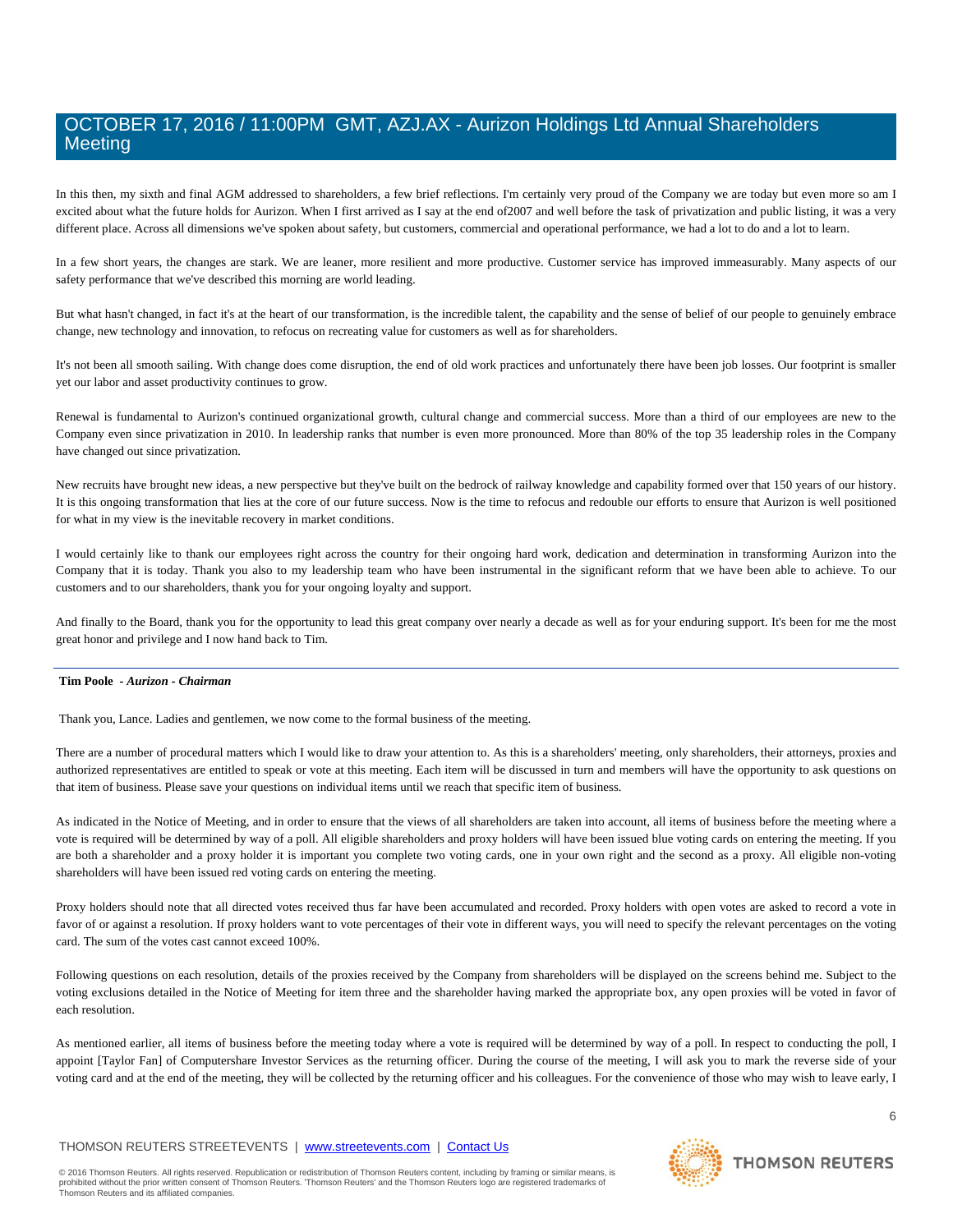In this then, my sixth and final AGM addressed to shareholders, a few brief reflections. I'm certainly very proud of the Company we are today but even more so am I excited about what the future holds for Aurizon. When I first arrived as I say at the end of2007 and well before the task of privatization and public listing, it was a very different place. Across all dimensions we've spoken about safety, but customers, commercial and operational performance, we had a lot to do and a lot to learn.

In a few short years, the changes are stark. We are leaner, more resilient and more productive. Customer service has improved immeasurably. Many aspects of our safety performance that we've described this morning are world leading.

But what hasn't changed, in fact it's at the heart of our transformation, is the incredible talent, the capability and the sense of belief of our people to genuinely embrace change, new technology and innovation, to refocus on recreating value for customers as well as for shareholders.

It's not been all smooth sailing. With change does come disruption, the end of old work practices and unfortunately there have been job losses. Our footprint is smaller yet our labor and asset productivity continues to grow.

Renewal is fundamental to Aurizon's continued organizational growth, cultural change and commercial success. More than a third of our employees are new to the Company even since privatization in 2010. In leadership ranks that number is even more pronounced. More than 80% of the top 35 leadership roles in the Company have changed out since privatization.

New recruits have brought new ideas, a new perspective but they've built on the bedrock of railway knowledge and capability formed over that 150 years of our history. It is this ongoing transformation that lies at the core of our future success. Now is the time to refocus and redouble our efforts to ensure that Aurizon is well positioned for what in my view is the inevitable recovery in market conditions.

I would certainly like to thank our employees right across the country for their ongoing hard work, dedication and determination in transforming Aurizon into the Company that it is today. Thank you also to my leadership team who have been instrumental in the significant reform that we have been able to achieve. To our customers and to our shareholders, thank you for your ongoing loyalty and support.

And finally to the Board, thank you for the opportunity to lead this great company over nearly a decade as well as for your enduring support. It's been for me the most great honor and privilege and I now hand back to Tim.

---

**Tim Poole** - ***Aurizon - Chairman***

Thank you, Lance. Ladies and gentlemen, we now come to the formal business of the meeting.

There are a number of procedural matters which I would like to draw your attention to. As this is a shareholders' meeting, only shareholders, their attorneys, proxies and authorized representatives are entitled to speak or vote at this meeting. Each item will be discussed in turn and members will have the opportunity to ask questions on that item of business. Please save your questions on individual items until we reach that specific item of business.

As indicated in the Notice of Meeting, and in order to ensure that the views of all shareholders are taken into account, all items of business before the meeting where a vote is required will be determined by way of a poll. All eligible shareholders and proxy holders will have been issued blue voting cards on entering the meeting. If you are both a shareholder and a proxy holder it is important you complete two voting cards, one in your own right and the second as a proxy. All eligible non-voting shareholders will have been issued red voting cards on entering the meeting.

Proxy holders should note that all directed votes received thus far have been accumulated and recorded. Proxy holders with open votes are asked to record a vote in favor of or against a resolution. If proxy holders want to vote percentages of their vote in different ways, you will need to specify the relevant percentages on the voting card. The sum of the votes cast cannot exceed 100%.

Following questions on each resolution, details of the proxies received by the Company from shareholders will be displayed on the screens behind me. Subject to the voting exclusions detailed in the Notice of Meeting for item three and the shareholder having marked the appropriate box, any open proxies will be voted in favor of each resolution.

As mentioned earlier, all items of business before the meeting today where a vote is required will be determined by way of a poll. In respect to conducting the poll, I appoint [Taylor Fan] of Computershare Investor Services as the returning officer. During the course of the meeting, I will ask you to mark the reverse side of your voting card and at the end of the meeting, they will be collected by the returning officer and his colleagues. For the convenience of those who may wish to leave early, I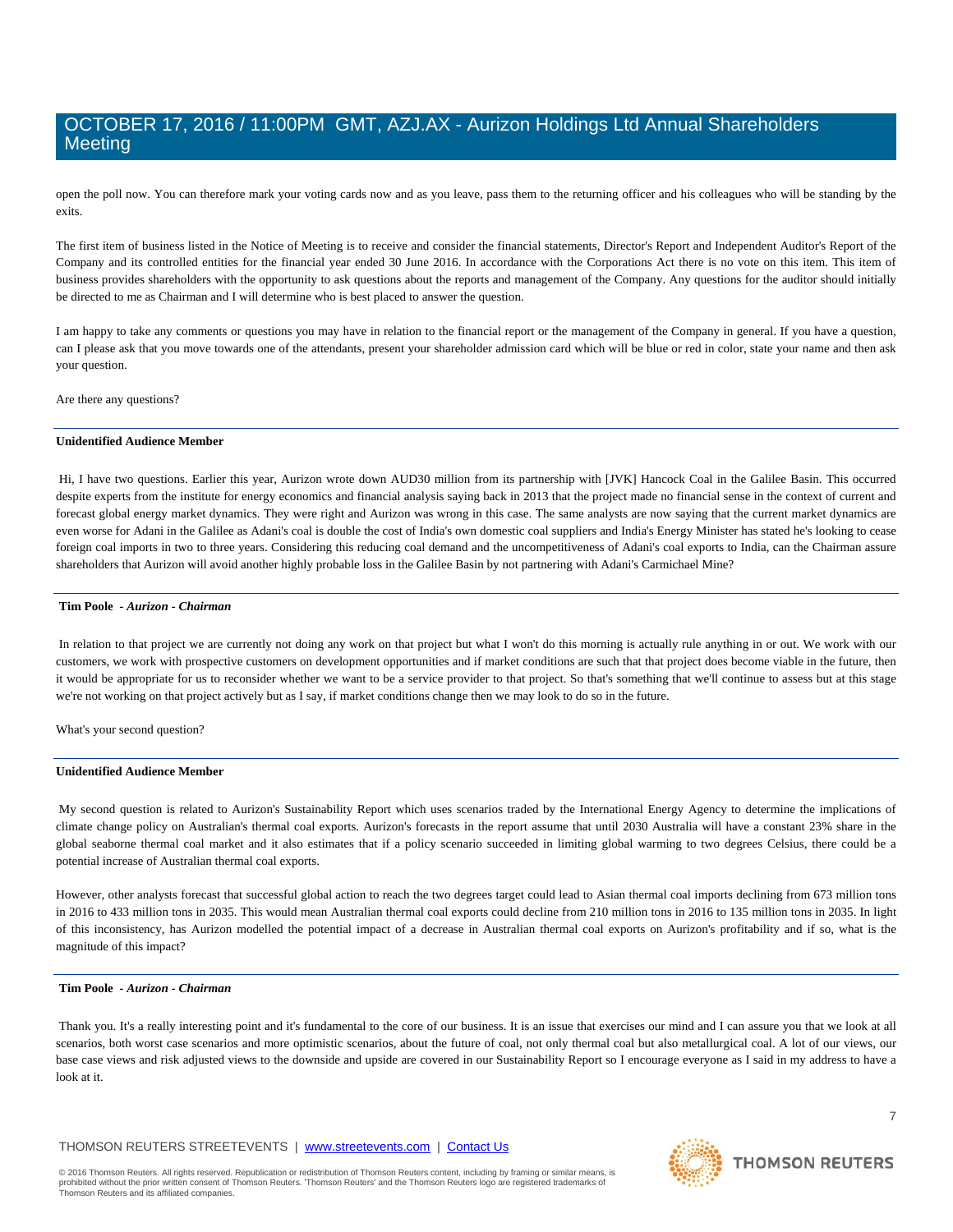open the poll now. You can therefore mark your voting cards now and as you leave, pass them to the returning officer and his colleagues who will be standing by the exits.

The first item of business listed in the Notice of Meeting is to receive and consider the financial statements, Director's Report and Independent Auditor's Report of the Company and its controlled entities for the financial year ended 30 June 2016. In accordance with the Corporations Act there is no vote on this item. This item of business provides shareholders with the opportunity to ask questions about the reports and management of the Company. Any questions for the auditor should initially be directed to me as Chairman and I will determine who is best placed to answer the question.

I am happy to take any comments or questions you may have in relation to the financial report or the management of the Company in general. If you have a question, can I please ask that you move towards one of the attendants, present your shareholder admission card which will be blue or red in color, state your name and then ask your question.

Are there any questions?

---

**Unidentified Audience Member**

Hi, I have two questions. Earlier this year, Aurizon wrote down AUD30 million from its partnership with [JVK] Hancock Coal in the Galilee Basin. This occurred despite experts from the institute for energy economics and financial analysis saying back in 2013 that the project made no financial sense in the context of current and forecast global energy market dynamics. They were right and Aurizon was wrong in this case. The same analysts are now saying that the current market dynamics are even worse for Adani in the Galilee as Adani's coal is double the cost of India's own domestic coal suppliers and India's Energy Minister has stated he's looking to cease foreign coal imports in two to three years. Considering this reducing coal demand and the uncompetitiveness of Adani's coal exports to India, can the Chairman assure shareholders that Aurizon will avoid another highly probable loss in the Galilee Basin by not partnering with Adani's Carmichael Mine?

---

**Tim Poole** *- Aurizon - Chairman*

In relation to that project we are currently not doing any work on that project but what I won't do this morning is actually rule anything in or out. We work with our customers, we work with prospective customers on development opportunities and if market conditions are such that that project does become viable in the future, then it would be appropriate for us to reconsider whether we want to be a service provider to that project. So that's something that we'll continue to assess but at this stage we're not working on that project actively but as I say, if market conditions change then we may look to do so in the future.

What's your second question?

---

**Unidentified Audience Member**

My second question is related to Aurizon's Sustainability Report which uses scenarios traded by the International Energy Agency to determine the implications of climate change policy on Australian's thermal coal exports. Aurizon's forecasts in the report assume that until 2030 Australia will have a constant 23% share in the global seaborne thermal coal market and it also estimates that if a policy scenario succeeded in limiting global warming to two degrees Celsius, there could be a potential increase of Australian thermal coal exports.

However, other analysts forecast that successful global action to reach the two degrees target could lead to Asian thermal coal imports declining from 673 million tons in 2016 to 433 million tons in 2035. This would mean Australian thermal coal exports could decline from 210 million tons in 2016 to 135 million tons in 2035. In light of this inconsistency, has Aurizon modelled the potential impact of a decrease in Australian thermal coal exports on Aurizon's profitability and if so, what is the magnitude of this impact?

---

**Tim Poole** *- Aurizon - Chairman*

Thank you. It's a really interesting point and it's fundamental to the core of our business. It is an issue that exercises our mind and I can assure you that we look at all scenarios, both worst case scenarios and more optimistic scenarios, about the future of coal, not only thermal coal but also metallurgical coal. A lot of our views, our base case views and risk adjusted views to the downside and upside are covered in our Sustainability Report so I encourage everyone as I said in my address to have a look at it.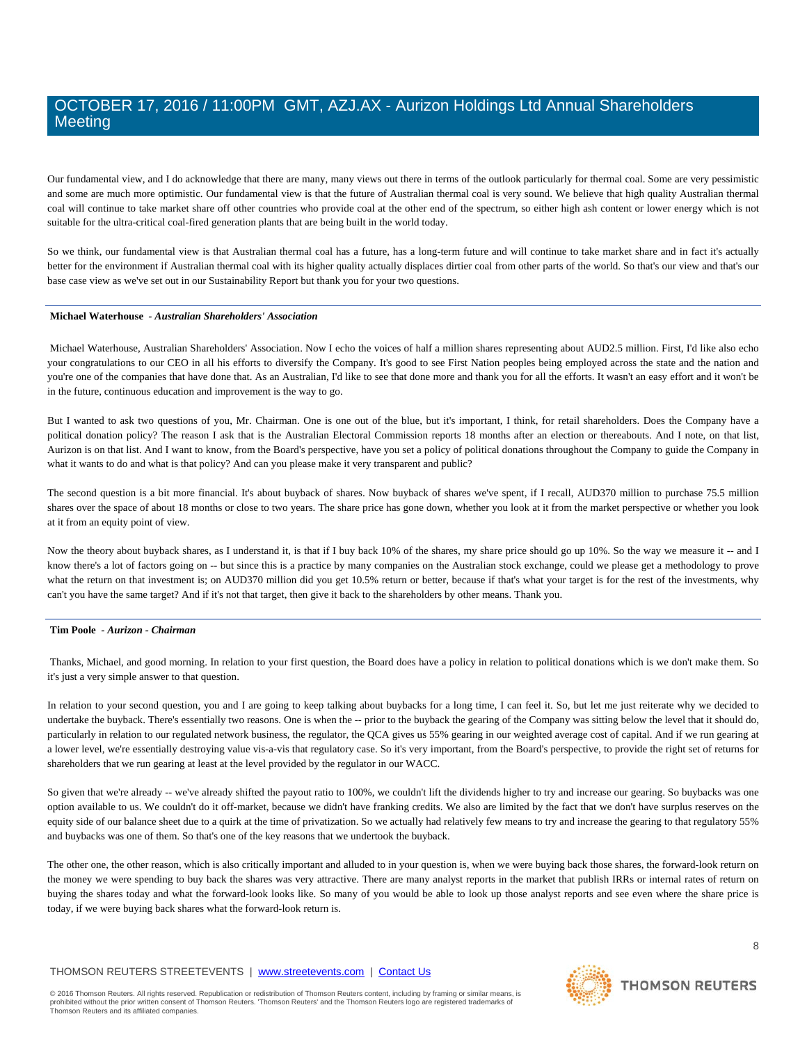Our fundamental view, and I do acknowledge that there are many, many views out there in terms of the outlook particularly for thermal coal. Some are very pessimistic and some are much more optimistic. Our fundamental view is that the future of Australian thermal coal is very sound. We believe that high quality Australian thermal coal will continue to take market share off other countries who provide coal at the other end of the spectrum, so either high ash content or lower energy which is not suitable for the ultra-critical coal-fired generation plants that are being built in the world today.

So we think, our fundamental view is that Australian thermal coal has a future, has a long-term future and will continue to take market share and in fact it's actually better for the environment if Australian thermal coal with its higher quality actually displaces dirtier coal from other parts of the world. So that's our view and that's our base case view as we've set out in our Sustainability Report but thank you for your two questions.

---

**Michael Waterhouse** - ***Australian Shareholders' Association***

Michael Waterhouse, Australian Shareholders' Association. Now I echo the voices of half a million shares representing about AUD2.5 million. First, I'd like also echo your congratulations to our CEO in all his efforts to diversify the Company. It's good to see First Nation peoples being employed across the state and the nation and you're one of the companies that have done that. As an Australian, I'd like to see that done more and thank you for all the efforts. It wasn't an easy effort and it won't be in the future, continuous education and improvement is the way to go.

But I wanted to ask two questions of you, Mr. Chairman. One is one out of the blue, but it's important, I think, for retail shareholders. Does the Company have a political donation policy? The reason I ask that is the Australian Electoral Commission reports 18 months after an election or thereabouts. And I note, on that list, Aurizon is on that list. And I want to know, from the Board's perspective, have you set a policy of political donations throughout the Company to guide the Company in what it wants to do and what is that policy? And can you please make it very transparent and public?

The second question is a bit more financial. It's about buyback of shares. Now buyback of shares we've spent, if I recall, AUD370 million to purchase 75.5 million shares over the space of about 18 months or close to two years. The share price has gone down, whether you look at it from the market perspective or whether you look at it from an equity point of view.

Now the theory about buyback shares, as I understand it, is that if I buy back 10% of the shares, my share price should go up 10%. So the way we measure it -- and I know there's a lot of factors going on -- but since this is a practice by many companies on the Australian stock exchange, could we please get a methodology to prove what the return on that investment is; on AUD370 million did you get 10.5% return or better, because if that's what your target is for the rest of the investments, why can't you have the same target? And if it's not that target, then give it back to the shareholders by other means. Thank you.

---

**Tim Poole** - ***Aurizon - Chairman***

Thanks, Michael, and good morning. In relation to your first question, the Board does have a policy in relation to political donations which is we don't make them. So it's just a very simple answer to that question.

In relation to your second question, you and I are going to keep talking about buybacks for a long time, I can feel it. So, but let me just reiterate why we decided to undertake the buyback. There's essentially two reasons. One is when the -- prior to the buyback the gearing of the Company was sitting below the level that it should do, particularly in relation to our regulated network business, the regulator, the QCA gives us 55% gearing in our weighted average cost of capital. And if we run gearing at a lower level, we're essentially destroying value vis-a-vis that regulatory case. So it's very important, from the Board's perspective, to provide the right set of returns for shareholders that we run gearing at least at the level provided by the regulator in our WACC.

So given that we're already -- we've already shifted the payout ratio to 100%, we couldn't lift the dividends higher to try and increase our gearing. So buybacks was one option available to us. We couldn't do it off-market, because we didn't have franking credits. We also are limited by the fact that we don't have surplus reserves on the equity side of our balance sheet due to a quirk at the time of privatization. So we actually had relatively few means to try and increase the gearing to that regulatory 55% and buybacks was one of them. So that's one of the key reasons that we undertook the buyback.

The other one, the other reason, which is also critically important and alluded to in your question is, when we were buying back those shares, the forward-look return on the money we were spending to buy back the shares was very attractive. There are many analyst reports in the market that publish IRRs or internal rates of return on buying the shares today and what the forward-look looks like. So many of you would be able to look up those analyst reports and see even where the share price is today, if we were buying back shares what the forward-look return is.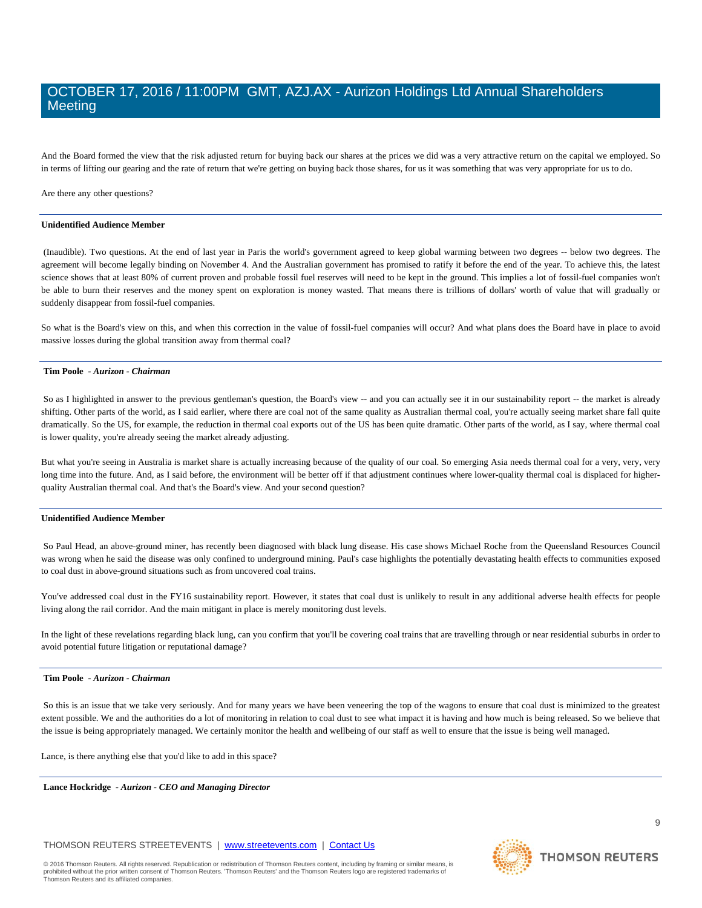And the Board formed the view that the risk adjusted return for buying back our shares at the prices we did was a very attractive return on the capital we employed. So in terms of lifting our gearing and the rate of return that we're getting on buying back those shares, for us it was something that was very appropriate for us to do.

Are there any other questions?

---

**Unidentified Audience Member**

(Inaudible). Two questions. At the end of last year in Paris the world's government agreed to keep global warming between two degrees -- below two degrees. The agreement will become legally binding on November 4. And the Australian government has promised to ratify it before the end of the year. To achieve this, the latest science shows that at least 80% of current proven and probable fossil fuel reserves will need to be kept in the ground. This implies a lot of fossil-fuel companies won't be able to burn their reserves and the money spent on exploration is money wasted. That means there is trillions of dollars' worth of value that will gradually or suddenly disappear from fossil-fuel companies.

So what is the Board's view on this, and when this correction in the value of fossil-fuel companies will occur? And what plans does the Board have in place to avoid massive losses during the global transition away from thermal coal?

---

**Tim Poole** *- Aurizon - Chairman*

So as I highlighted in answer to the previous gentleman's question, the Board's view -- and you can actually see it in our sustainability report -- the market is already shifting. Other parts of the world, as I said earlier, where there are coal not of the same quality as Australian thermal coal, you're actually seeing market share fall quite dramatically. So the US, for example, the reduction in thermal coal exports out of the US has been quite dramatic. Other parts of the world, as I say, where thermal coal is lower quality, you're already seeing the market already adjusting.

But what you're seeing in Australia is market share is actually increasing because of the quality of our coal. So emerging Asia needs thermal coal for a very, very, very long time into the future. And, as I said before, the environment will be better off if that adjustment continues where lower-quality thermal coal is displaced for higher-quality Australian thermal coal. And that's the Board's view. And your second question?

---

**Unidentified Audience Member**

So Paul Head, an above-ground miner, has recently been diagnosed with black lung disease. His case shows Michael Roche from the Queensland Resources Council was wrong when he said the disease was only confined to underground mining. Paul's case highlights the potentially devastating health effects to communities exposed to coal dust in above-ground situations such as from uncovered coal trains.

You've addressed coal dust in the FY16 sustainability report. However, it states that coal dust is unlikely to result in any additional adverse health effects for people living along the rail corridor. And the main mitigant in place is merely monitoring dust levels.

In the light of these revelations regarding black lung, can you confirm that you'll be covering coal trains that are travelling through or near residential suburbs in order to avoid potential future litigation or reputational damage?

---

**Tim Poole** *- Aurizon - Chairman*

So this is an issue that we take very seriously. And for many years we have been veneering the top of the wagons to ensure that coal dust is minimized to the greatest extent possible. We and the authorities do a lot of monitoring in relation to coal dust to see what impact it is having and how much is being released. So we believe that the issue is being appropriately managed. We certainly monitor the health and wellbeing of our staff as well to ensure that the issue is being well managed.

Lance, is there anything else that you'd like to add in this space?

---

**Lance Hockridge** *- Aurizon - CEO and Managing Director*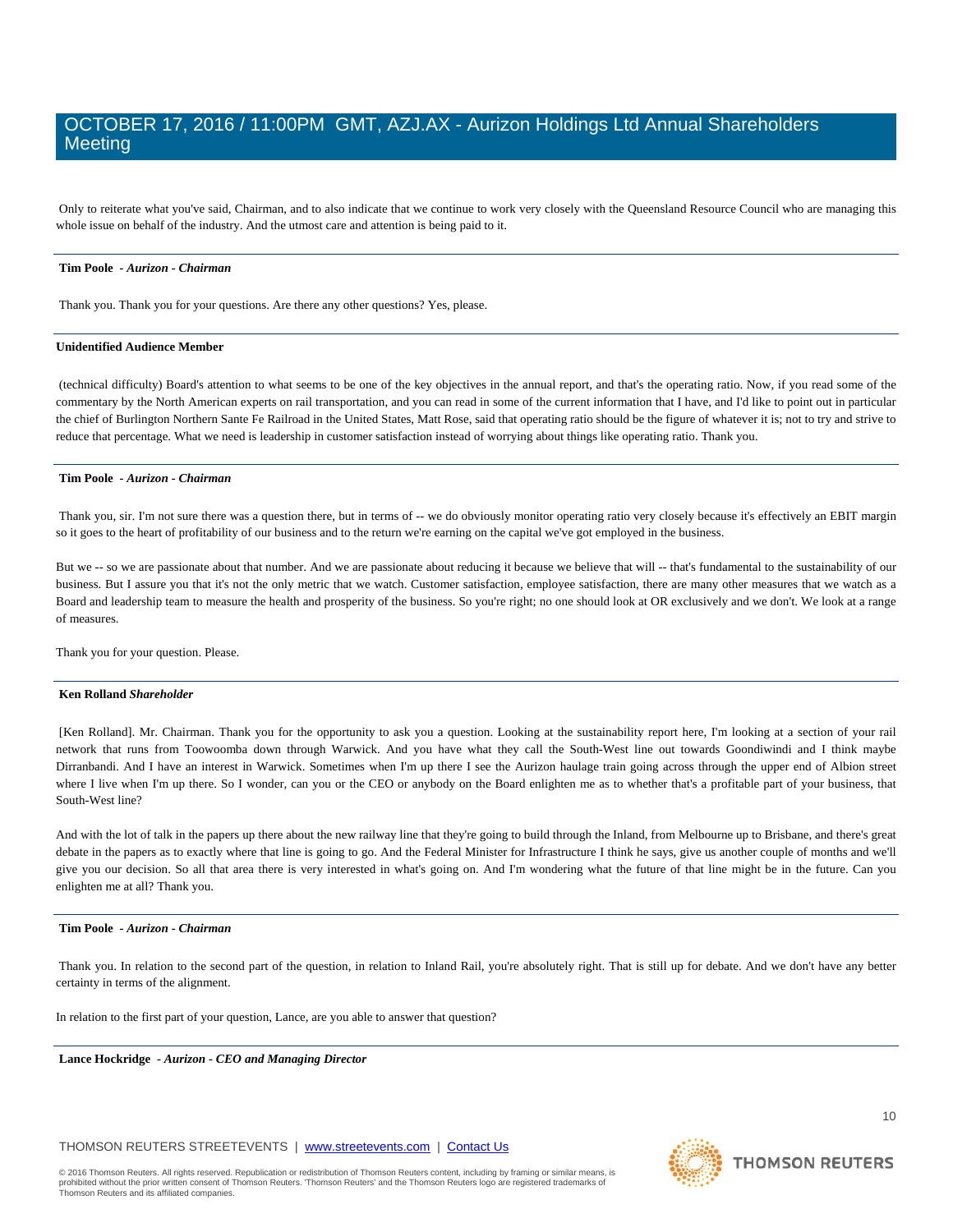Only to reiterate what you've said, Chairman, and to also indicate that we continue to work very closely with the Queensland Resource Council who are managing this whole issue on behalf of the industry. And the utmost care and attention is being paid to it.

---

**Tim Poole** - *Aurizon - Chairman*

Thank you. Thank you for your questions. Are there any other questions? Yes, please.

---

**Unidentified Audience Member**

(technical difficulty) Board's attention to what seems to be one of the key objectives in the annual report, and that's the operating ratio. Now, if you read some of the commentary by the North American experts on rail transportation, and you can read in some of the current information that I have, and I'd like to point out in particular the chief of Burlington Northern Sante Fe Railroad in the United States, Matt Rose, said that operating ratio should be the figure of whatever it is; not to try and strive to reduce that percentage. What we need is leadership in customer satisfaction instead of worrying about things like operating ratio. Thank you.

---

**Tim Poole** - *Aurizon - Chairman*

Thank you, sir. I'm not sure there was a question there, but in terms of -- we do obviously monitor operating ratio very closely because it's effectively an EBIT margin so it goes to the heart of profitability of our business and to the return we're earning on the capital we've got employed in the business.

But we -- so we are passionate about that number. And we are passionate about reducing it because we believe that will -- that's fundamental to the sustainability of our business. But I assure you that it's not the only metric that we watch. Customer satisfaction, employee satisfaction, there are many other measures that we watch as a Board and leadership team to measure the health and prosperity of the business. So you're right; no one should look at OR exclusively and we don't. We look at a range of measures.

Thank you for your question. Please.

---

**Ken Rolland** *Shareholder*

[Ken Rolland]. Mr. Chairman. Thank you for the opportunity to ask you a question. Looking at the sustainability report here, I'm looking at a section of your rail network that runs from Toowoomba down through Warwick. And you have what they call the South-West line out towards Goondiwindi and I think maybe Dirranbandi. And I have an interest in Warwick. Sometimes when I'm up there I see the Aurizon haulage train going across through the upper end of Albion street where I live when I'm up there. So I wonder, can you or the CEO or anybody on the Board enlighten me as to whether that's a profitable part of your business, that South-West line?

And with the lot of talk in the papers up there about the new railway line that they're going to build through the Inland, from Melbourne up to Brisbane, and there's great debate in the papers as to exactly where that line is going to go. And the Federal Minister for Infrastructure I think he says, give us another couple of months and we'll give you our decision. So all that area there is very interested in what's going on. And I'm wondering what the future of that line might be in the future. Can you enlighten me at all? Thank you.

---

**Tim Poole** - *Aurizon - Chairman*

Thank you. In relation to the second part of the question, in relation to Inland Rail, you're absolutely right. That is still up for debate. And we don't have any better certainty in terms of the alignment.

In relation to the first part of your question, Lance, are you able to answer that question?

---

**Lance Hockridge** - *Aurizon - CEO and Managing Director*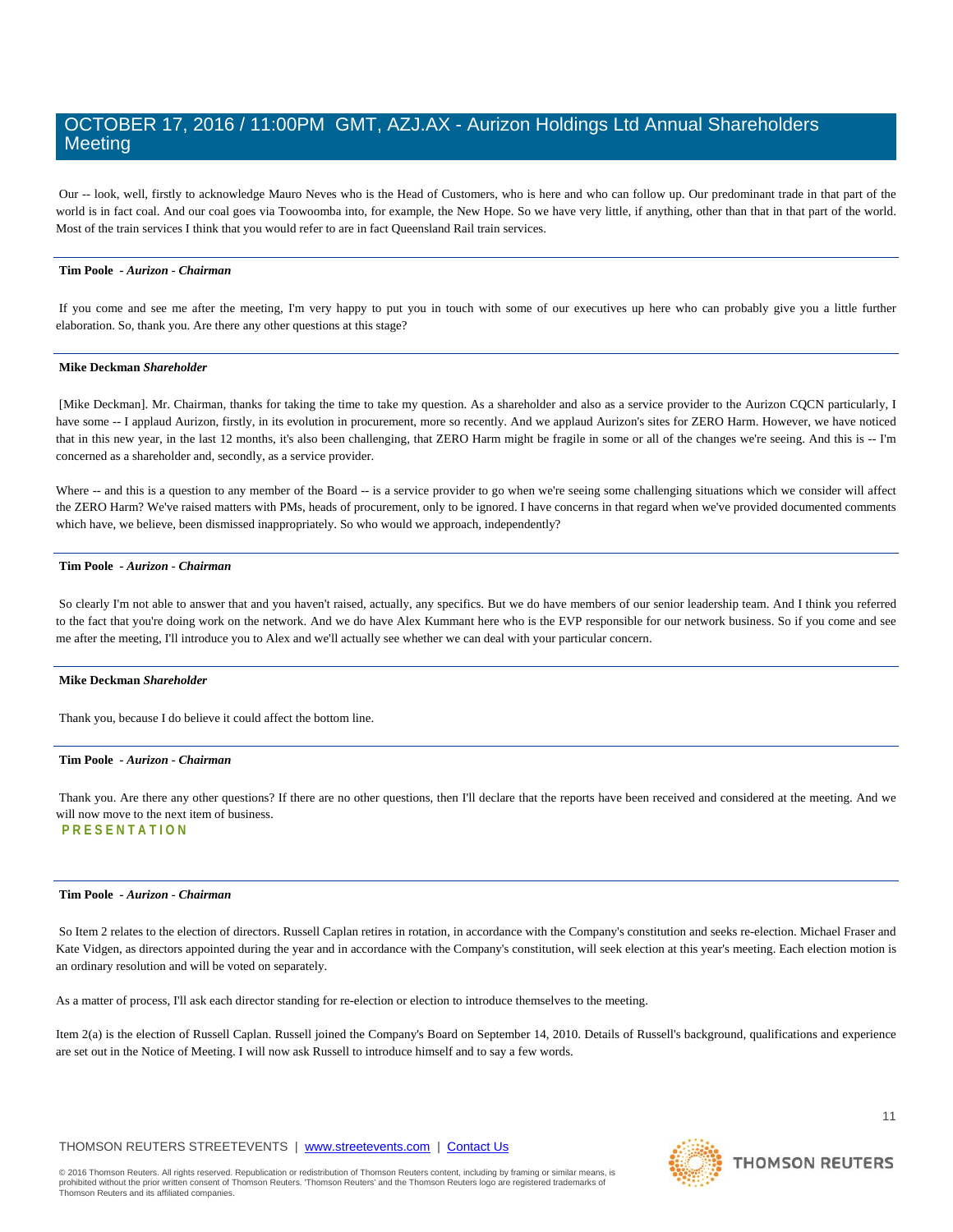Our -- look, well, firstly to acknowledge Mauro Neves who is the Head of Customers, who is here and who can follow up. Our predominant trade in that part of the world is in fact coal. And our coal goes via Toowoomba into, for example, the New Hope. So we have very little, if anything, other than that in that part of the world. Most of the train services I think that you would refer to are in fact Queensland Rail train services.

---

**Tim Poole** *- Aurizon - Chairman*

If you come and see me after the meeting, I'm very happy to put you in touch with some of our executives up here who can probably give you a little further elaboration. So, thank you. Are there any other questions at this stage?

---

**Mike Deckman** *Shareholder*

[Mike Deckman]. Mr. Chairman, thanks for taking the time to take my question. As a shareholder and also as a service provider to the Aurizon CQCN particularly, I have some -- I applaud Aurizon, firstly, in its evolution in procurement, more so recently. And we applaud Aurizon's sites for ZERO Harm. However, we have noticed that in this new year, in the last 12 months, it's also been challenging, that ZERO Harm might be fragile in some or all of the changes we're seeing. And this is -- I'm concerned as a shareholder and, secondly, as a service provider.

Where -- and this is a question to any member of the Board -- is a service provider to go when we're seeing some challenging situations which we consider will affect the ZERO Harm? We've raised matters with PMs, heads of procurement, only to be ignored. I have concerns in that regard when we've provided documented comments which have, we believe, been dismissed inappropriately. So who would we approach, independently?

---

**Tim Poole** *- Aurizon - Chairman*

So clearly I'm not able to answer that and you haven't raised, actually, any specifics. But we do have members of our senior leadership team. And I think you referred to the fact that you're doing work on the network. And we do have Alex Kummant here who is the EVP responsible for our network business. So if you come and see me after the meeting, I'll introduce you to Alex and we'll actually see whether we can deal with your particular concern.

---

**Mike Deckman** *Shareholder*

Thank you, because I do believe it could affect the bottom line.

---

**Tim Poole** *- Aurizon - Chairman*

Thank you. Are there any other questions? If there are no other questions, then I'll declare that the reports have been received and considered at the meeting. And we will now move to the next item of business.

## PRESENTATION

---

**Tim Poole** *- Aurizon - Chairman*

So Item 2 relates to the election of directors. Russell Caplan retires in rotation, in accordance with the Company's constitution and seeks re-election. Michael Fraser and Kate Vidgen, as directors appointed during the year and in accordance with the Company's constitution, will seek election at this year's meeting. Each election motion is an ordinary resolution and will be voted on separately.

As a matter of process, I'll ask each director standing for re-election or election to introduce themselves to the meeting.

Item 2(a) is the election of Russell Caplan. Russell joined the Company's Board on September 14, 2010. Details of Russell's background, qualifications and experience are set out in the Notice of Meeting. I will now ask Russell to introduce himself and to say a few words.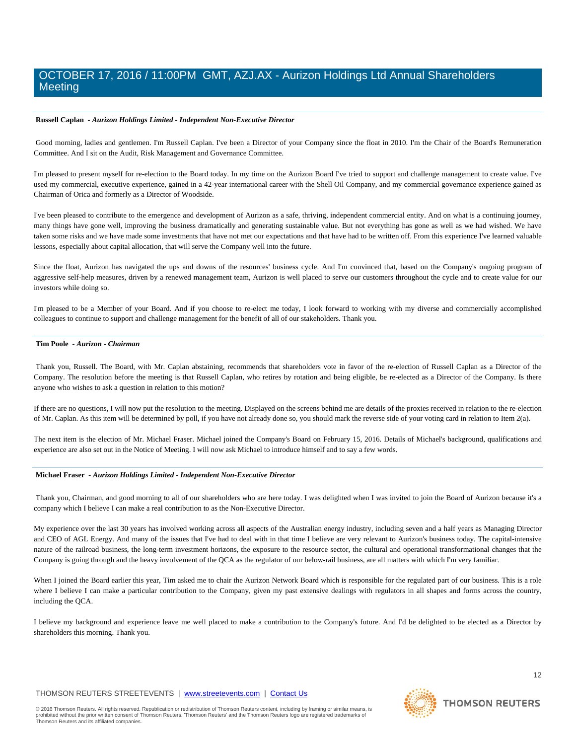**Russell Caplan** - ***Aurizon Holdings Limited - Independent Non-Executive Director***

Good morning, ladies and gentlemen. I'm Russell Caplan. I've been a Director of your Company since the float in 2010. I'm the Chair of the Board's Remuneration Committee. And I sit on the Audit, Risk Management and Governance Committee.

I'm pleased to present myself for re-election to the Board today. In my time on the Aurizon Board I've tried to support and challenge management to create value. I've used my commercial, executive experience, gained in a 42-year international career with the Shell Oil Company, and my commercial governance experience gained as Chairman of Orica and formerly as a Director of Woodside.

I've been pleased to contribute to the emergence and development of Aurizon as a safe, thriving, independent commercial entity. And on what is a continuing journey, many things have gone well, improving the business dramatically and generating sustainable value. But not everything has gone as well as we had wished. We have taken some risks and we have made some investments that have not met our expectations and that have had to be written off. From this experience I've learned valuable lessons, especially about capital allocation, that will serve the Company well into the future.

Since the float, Aurizon has navigated the ups and downs of the resources' business cycle. And I'm convinced that, based on the Company's ongoing program of aggressive self-help measures, driven by a renewed management team, Aurizon is well placed to serve our customers throughout the cycle and to create value for our investors while doing so.

I'm pleased to be a Member of your Board. And if you choose to re-elect me today, I look forward to working with my diverse and commercially accomplished colleagues to continue to support and challenge management for the benefit of all of our stakeholders. Thank you.

**Tim Poole** - ***Aurizon - Chairman***

Thank you, Russell. The Board, with Mr. Caplan abstaining, recommends that shareholders vote in favor of the re-election of Russell Caplan as a Director of the Company. The resolution before the meeting is that Russell Caplan, who retires by rotation and being eligible, be re-elected as a Director of the Company. Is there anyone who wishes to ask a question in relation to this motion?

If there are no questions, I will now put the resolution to the meeting. Displayed on the screens behind me are details of the proxies received in relation to the re-election of Mr. Caplan. As this item will be determined by poll, if you have not already done so, you should mark the reverse side of your voting card in relation to Item 2(a).

The next item is the election of Mr. Michael Fraser. Michael joined the Company's Board on February 15, 2016. Details of Michael's background, qualifications and experience are also set out in the Notice of Meeting. I will now ask Michael to introduce himself and to say a few words.

**Michael Fraser** - ***Aurizon Holdings Limited - Independent Non-Executive Director***

Thank you, Chairman, and good morning to all of our shareholders who are here today. I was delighted when I was invited to join the Board of Aurizon because it's a company which I believe I can make a real contribution to as the Non-Executive Director.

My experience over the last 30 years has involved working across all aspects of the Australian energy industry, including seven and a half years as Managing Director and CEO of AGL Energy. And many of the issues that I've had to deal with in that time I believe are very relevant to Aurizon's business today. The capital-intensive nature of the railroad business, the long-term investment horizons, the exposure to the resource sector, the cultural and operational transformational changes that the Company is going through and the heavy involvement of the QCA as the regulator of our below-rail business, are all matters with which I'm very familiar.

When I joined the Board earlier this year, Tim asked me to chair the Aurizon Network Board which is responsible for the regulated part of our business. This is a role where I believe I can make a particular contribution to the Company, given my past extensive dealings with regulators in all shapes and forms across the country, including the QCA.

I believe my background and experience leave me well placed to make a contribution to the Company's future. And I'd be delighted to be elected as a Director by shareholders this morning. Thank you.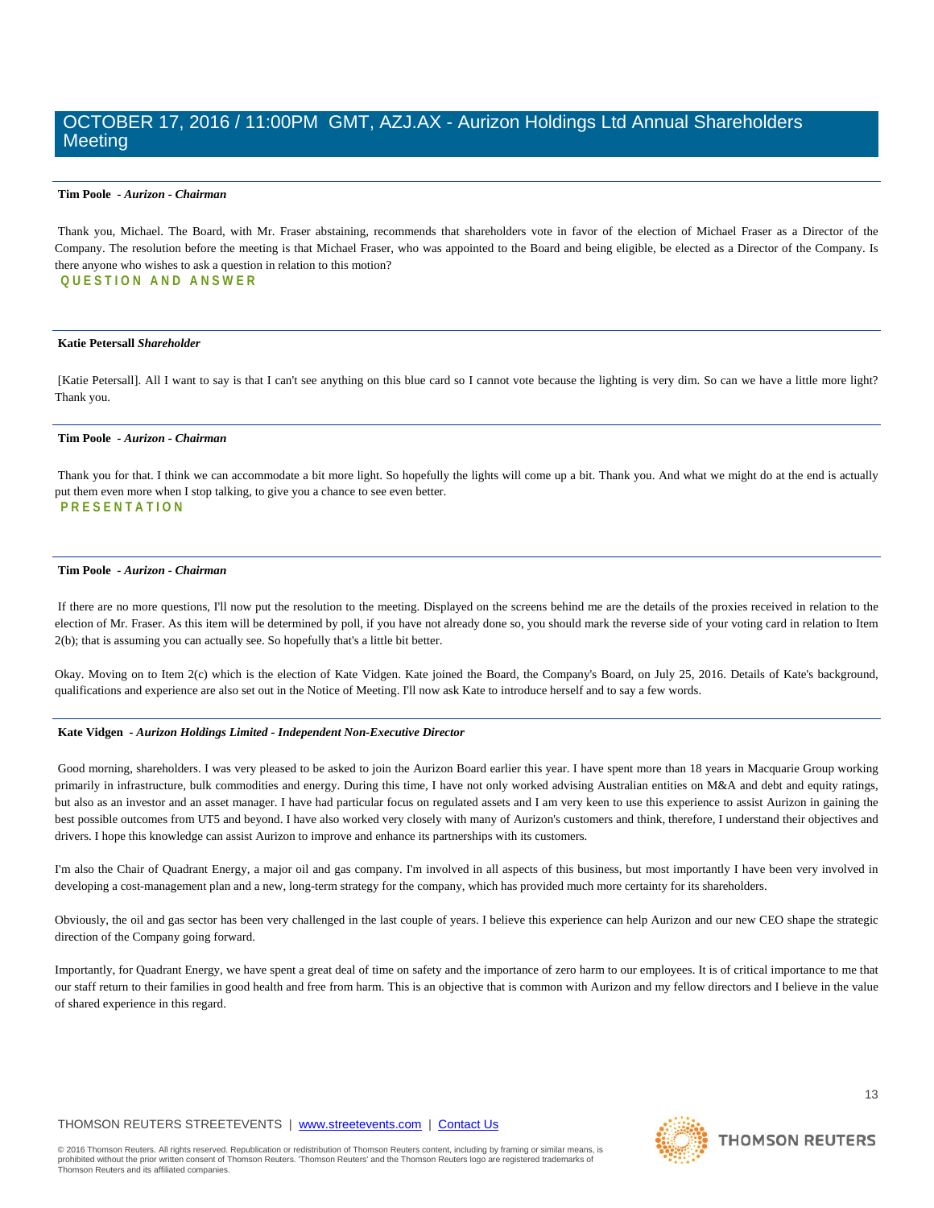**Tim Poole** - ***Aurizon - Chairman***

Thank you, Michael. The Board, with Mr. Fraser abstaining, recommends that shareholders vote in favor of the election of Michael Fraser as a Director of the Company. The resolution before the meeting is that Michael Fraser, who was appointed to the Board and being eligible, be elected as a Director of the Company. Is there anyone who wishes to ask a question in relation to this motion?

## QUESTION AND ANSWER

**Katie Petersall** ***Shareholder***

[Katie Petersall]. All I want to say is that I can't see anything on this blue card so I cannot vote because the lighting is very dim. So can we have a little more light? Thank you.

**Tim Poole** - ***Aurizon - Chairman***

Thank you for that. I think we can accommodate a bit more light. So hopefully the lights will come up a bit. Thank you. And what we might do at the end is actually put them even more when I stop talking, to give you a chance to see even better.

## PRESENTATION

**Tim Poole** - ***Aurizon - Chairman***

If there are no more questions, I'll now put the resolution to the meeting. Displayed on the screens behind me are the details of the proxies received in relation to the election of Mr. Fraser. As this item will be determined by poll, if you have not already done so, you should mark the reverse side of your voting card in relation to Item 2(b); that is assuming you can actually see. So hopefully that's a little bit better.

Okay. Moving on to Item 2(c) which is the election of Kate Vidgen. Kate joined the Board, the Company's Board, on July 25, 2016. Details of Kate's background, qualifications and experience are also set out in the Notice of Meeting. I'll now ask Kate to introduce herself and to say a few words.

**Kate Vidgen** - ***Aurizon Holdings Limited - Independent Non-Executive Director***

Good morning, shareholders. I was very pleased to be asked to join the Aurizon Board earlier this year. I have spent more than 18 years in Macquarie Group working primarily in infrastructure, bulk commodities and energy. During this time, I have not only worked advising Australian entities on M&A and debt and equity ratings, but also as an investor and an asset manager. I have had particular focus on regulated assets and I am very keen to use this experience to assist Aurizon in gaining the best possible outcomes from UT5 and beyond. I have also worked very closely with many of Aurizon's customers and think, therefore, I understand their objectives and drivers. I hope this knowledge can assist Aurizon to improve and enhance its partnerships with its customers.

I'm also the Chair of Quadrant Energy, a major oil and gas company. I'm involved in all aspects of this business, but most importantly I have been very involved in developing a cost-management plan and a new, long-term strategy for the company, which has provided much more certainty for its shareholders.

Obviously, the oil and gas sector has been very challenged in the last couple of years. I believe this experience can help Aurizon and our new CEO shape the strategic direction of the Company going forward.

Importantly, for Quadrant Energy, we have spent a great deal of time on safety and the importance of zero harm to our employees. It is of critical importance to me that our staff return to their families in good health and free from harm. This is an objective that is common with Aurizon and my fellow directors and I believe in the value of shared experience in this regard.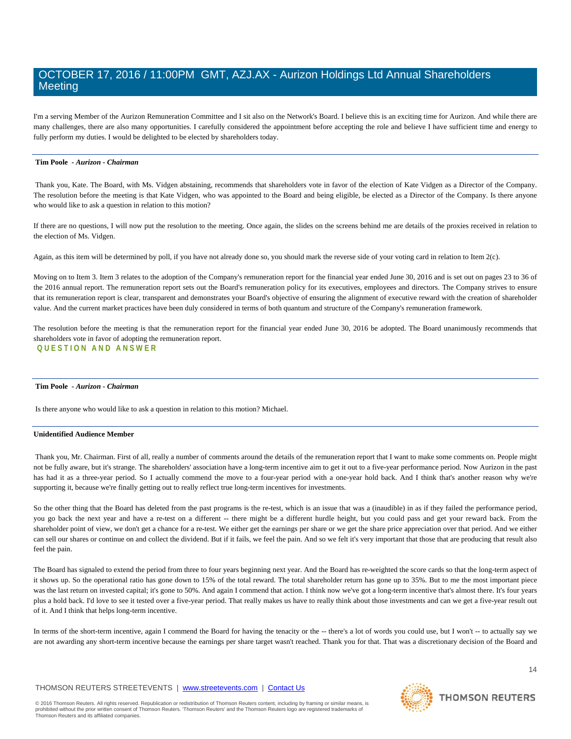I'm a serving Member of the Aurizon Remuneration Committee and I sit also on the Network's Board. I believe this is an exciting time for Aurizon. And while there are many challenges, there are also many opportunities. I carefully considered the appointment before accepting the role and believe I have sufficient time and energy to fully perform my duties. I would be delighted to be elected by shareholders today.

---

**Tim Poole** - ***Aurizon - Chairman***

Thank you, Kate. The Board, with Ms. Vidgen abstaining, recommends that shareholders vote in favor of the election of Kate Vidgen as a Director of the Company. The resolution before the meeting is that Kate Vidgen, who was appointed to the Board and being eligible, be elected as a Director of the Company. Is there anyone who would like to ask a question in relation to this motion?

If there are no questions, I will now put the resolution to the meeting. Once again, the slides on the screens behind me are details of the proxies received in relation to the election of Ms. Vidgen.

Again, as this item will be determined by poll, if you have not already done so, you should mark the reverse side of your voting card in relation to Item 2(c).

Moving on to Item 3. Item 3 relates to the adoption of the Company's remuneration report for the financial year ended June 30, 2016 and is set out on pages 23 to 36 of the 2016 annual report. The remuneration report sets out the Board's remuneration policy for its executives, employees and directors. The Company strives to ensure that its remuneration report is clear, transparent and demonstrates your Board's objective of ensuring the alignment of executive reward with the creation of shareholder value. And the current market practices have been duly considered in terms of both quantum and structure of the Company's remuneration framework.

The resolution before the meeting is that the remuneration report for the financial year ended June 30, 2016 be adopted. The Board unanimously recommends that shareholders vote in favor of adopting the remuneration report.

## QUESTION AND ANSWER

---

**Tim Poole** - ***Aurizon - Chairman***

Is there anyone who would like to ask a question in relation to this motion? Michael.

---

**Unidentified Audience Member**

Thank you, Mr. Chairman. First of all, really a number of comments around the details of the remuneration report that I want to make some comments on. People might not be fully aware, but it's strange. The shareholders' association have a long-term incentive aim to get it out to a five-year performance period. Now Aurizon in the past has had it as a three-year period. So I actually commend the move to a four-year period with a one-year hold back. And I think that's another reason why we're supporting it, because we're finally getting out to really reflect true long-term incentives for investments.

So the other thing that the Board has deleted from the past programs is the re-test, which is an issue that was a (inaudible) in as if they failed the performance period, you go back the next year and have a re-test on a different -- there might be a different hurdle height, but you could pass and get your reward back. From the shareholder point of view, we don't get a chance for a re-test. We either get the earnings per share or we get the share price appreciation over that period. And we either can sell our shares or continue on and collect the dividend. But if it fails, we feel the pain. And so we felt it's very important that those that are producing that result also feel the pain.

The Board has signaled to extend the period from three to four years beginning next year. And the Board has re-weighted the score cards so that the long-term aspect of it shows up. So the operational ratio has gone down to 15% of the total reward. The total shareholder return has gone up to 35%. But to me the most important piece was the last return on invested capital; it's gone to 50%. And again I commend that action. I think now we've got a long-term incentive that's almost there. It's four years plus a hold back. I'd love to see it tested over a five-year period. That really makes us have to really think about those investments and can we get a five-year result out of it. And I think that helps long-term incentive.

In terms of the short-term incentive, again I commend the Board for having the tenacity or the -- there's a lot of words you could use, but I won't -- to actually say we are not awarding any short-term incentive because the earnings per share target wasn't reached. Thank you for that. That was a discretionary decision of the Board and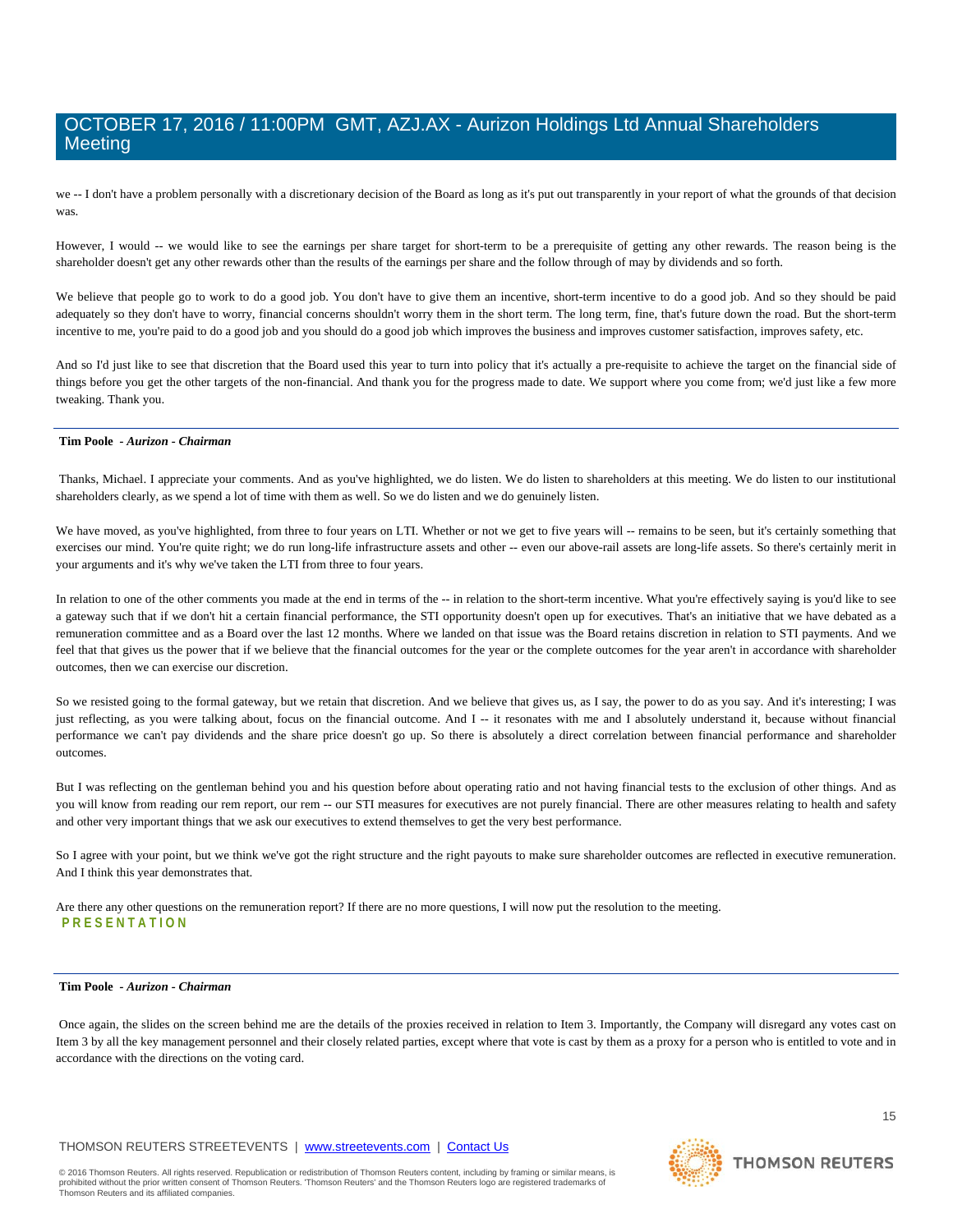we -- I don't have a problem personally with a discretionary decision of the Board as long as it's put out transparently in your report of what the grounds of that decision was.

However, I would -- we would like to see the earnings per share target for short-term to be a prerequisite of getting any other rewards. The reason being is the shareholder doesn't get any other rewards other than the results of the earnings per share and the follow through of may by dividends and so forth.

We believe that people go to work to do a good job. You don't have to give them an incentive, short-term incentive to do a good job. And so they should be paid adequately so they don't have to worry, financial concerns shouldn't worry them in the short term. The long term, fine, that's future down the road. But the short-term incentive to me, you're paid to do a good job and you should do a good job which improves the business and improves customer satisfaction, improves safety, etc.

And so I'd just like to see that discretion that the Board used this year to turn into policy that it's actually a pre-requisite to achieve the target on the financial side of things before you get the other targets of the non-financial. And thank you for the progress made to date. We support where you come from; we'd just like a few more tweaking. Thank you.

---

**Tim Poole** *- Aurizon - Chairman*

Thanks, Michael. I appreciate your comments. And as you've highlighted, we do listen. We do listen to shareholders at this meeting. We do listen to our institutional shareholders clearly, as we spend a lot of time with them as well. So we do listen and we do genuinely listen.

We have moved, as you've highlighted, from three to four years on LTI. Whether or not we get to five years will -- remains to be seen, but it's certainly something that exercises our mind. You're quite right; we do run long-life infrastructure assets and other -- even our above-rail assets are long-life assets. So there's certainly merit in your arguments and it's why we've taken the LTI from three to four years.

In relation to one of the other comments you made at the end in terms of the -- in relation to the short-term incentive. What you're effectively saying is you'd like to see a gateway such that if we don't hit a certain financial performance, the STI opportunity doesn't open up for executives. That's an initiative that we have debated as a remuneration committee and as a Board over the last 12 months. Where we landed on that issue was the Board retains discretion in relation to STI payments. And we feel that that gives us the power that if we believe that the financial outcomes for the year or the complete outcomes for the year aren't in accordance with shareholder outcomes, then we can exercise our discretion.

So we resisted going to the formal gateway, but we retain that discretion. And we believe that gives us, as I say, the power to do as you say. And it's interesting; I was just reflecting, as you were talking about, focus on the financial outcome. And I -- it resonates with me and I absolutely understand it, because without financial performance we can't pay dividends and the share price doesn't go up. So there is absolutely a direct correlation between financial performance and shareholder outcomes.

But I was reflecting on the gentleman behind you and his question before about operating ratio and not having financial tests to the exclusion of other things. And as you will know from reading our rem report, our rem -- our STI measures for executives are not purely financial. There are other measures relating to health and safety and other very important things that we ask our executives to extend themselves to get the very best performance.

So I agree with your point, but we think we've got the right structure and the right payouts to make sure shareholder outcomes are reflected in executive remuneration. And I think this year demonstrates that.

Are there any other questions on the remuneration report? If there are no more questions, I will now put the resolution to the meeting.

## PRESENTATION

---

**Tim Poole** *- Aurizon - Chairman*

Once again, the slides on the screen behind me are the details of the proxies received in relation to Item 3. Importantly, the Company will disregard any votes cast on Item 3 by all the key management personnel and their closely related parties, except where that vote is cast by them as a proxy for a person who is entitled to vote and in accordance with the directions on the voting card.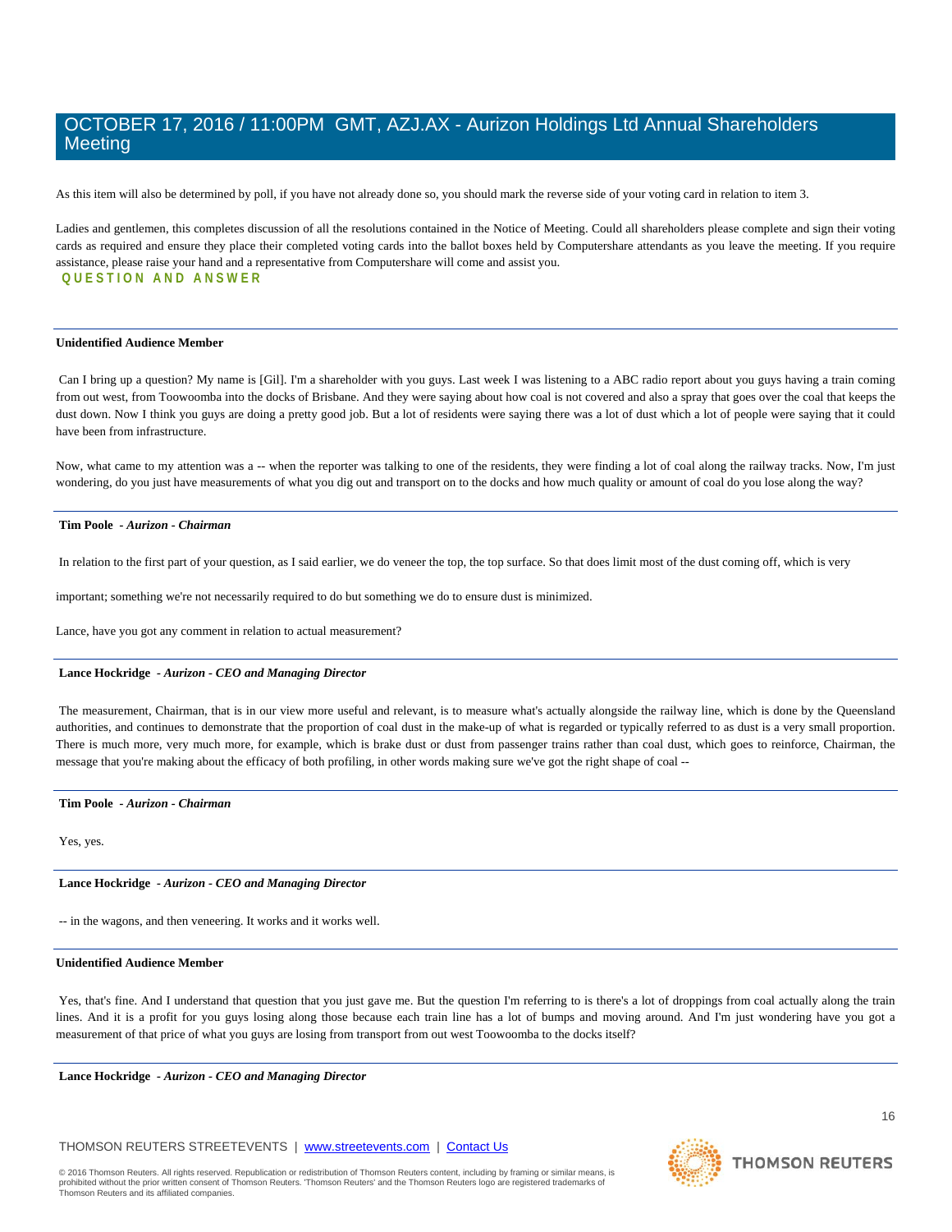As this item will also be determined by poll, if you have not already done so, you should mark the reverse side of your voting card in relation to item 3.

Ladies and gentlemen, this completes discussion of all the resolutions contained in the Notice of Meeting. Could all shareholders please complete and sign their voting cards as required and ensure they place their completed voting cards into the ballot boxes held by Computershare attendants as you leave the meeting. If you require assistance, please raise your hand and a representative from Computershare will come and assist you.

## QUESTION AND ANSWER

---

**Unidentified Audience Member**

Can I bring up a question? My name is [Gil]. I'm a shareholder with you guys. Last week I was listening to a ABC radio report about you guys having a train coming from out west, from Toowoomba into the docks of Brisbane. And they were saying about how coal is not covered and also a spray that goes over the coal that keeps the dust down. Now I think you guys are doing a pretty good job. But a lot of residents were saying there was a lot of dust which a lot of people were saying that it could have been from infrastructure.

Now, what came to my attention was a -- when the reporter was talking to one of the residents, they were finding a lot of coal along the railway tracks. Now, I'm just wondering, do you just have measurements of what you dig out and transport on to the docks and how much quality or amount of coal do you lose along the way?

---

**Tim Poole** *- Aurizon - Chairman*

In relation to the first part of your question, as I said earlier, we do veneer the top, the top surface. So that does limit most of the dust coming off, which is very

important; something we're not necessarily required to do but something we do to ensure dust is minimized.

Lance, have you got any comment in relation to actual measurement?

---

**Lance Hockridge** *- Aurizon - CEO and Managing Director*

The measurement, Chairman, that is in our view more useful and relevant, is to measure what's actually alongside the railway line, which is done by the Queensland authorities, and continues to demonstrate that the proportion of coal dust in the make-up of what is regarded or typically referred to as dust is a very small proportion. There is much more, very much more, for example, which is brake dust or dust from passenger trains rather than coal dust, which goes to reinforce, Chairman, the message that you're making about the efficacy of both profiling, in other words making sure we've got the right shape of coal --

---

**Tim Poole** *- Aurizon - Chairman*

Yes, yes.

---

**Lance Hockridge** *- Aurizon - CEO and Managing Director*

-- in the wagons, and then veneering. It works and it works well.

---

**Unidentified Audience Member**

Yes, that's fine. And I understand that question that you just gave me. But the question I'm referring to is there's a lot of droppings from coal actually along the train lines. And it is a profit for you guys losing along those because each train line has a lot of bumps and moving around. And I'm just wondering have you got a measurement of that price of what you guys are losing from transport from out west Toowoomba to the docks itself?

---

**Lance Hockridge** *- Aurizon - CEO and Managing Director*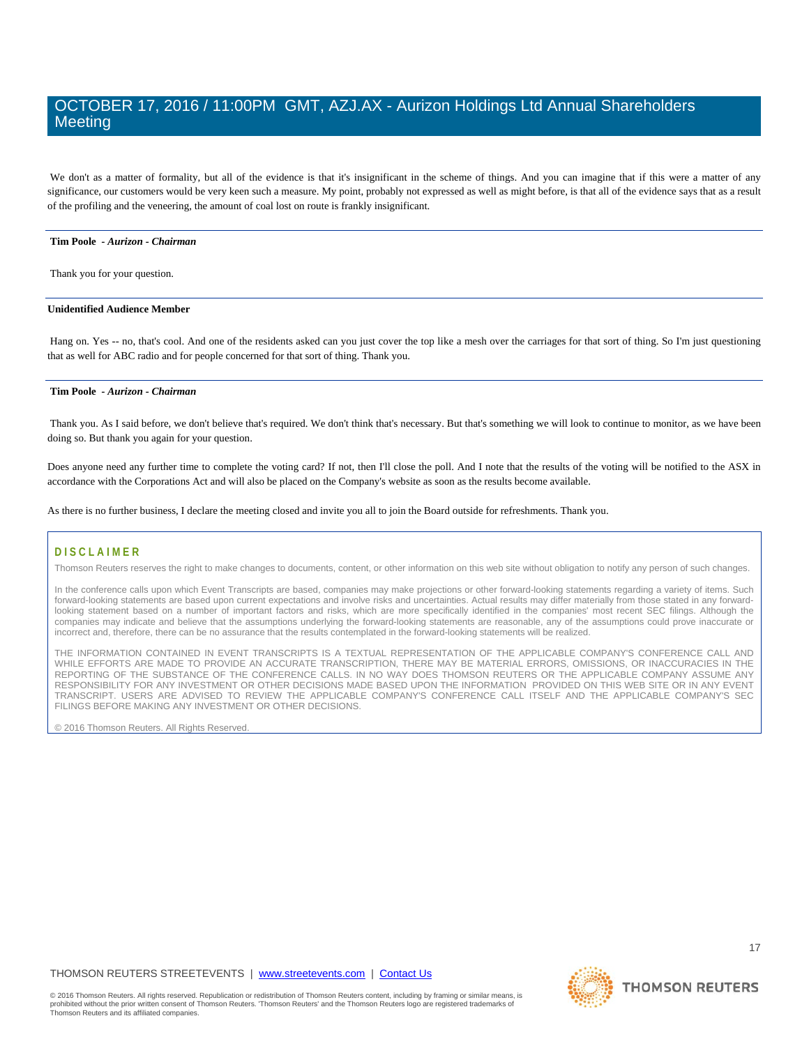We don't as a matter of formality, but all of the evidence is that it's insignificant in the scheme of things. And you can imagine that if this were a matter of any significance, our customers would be very keen such a measure. My point, probably not expressed as well as might before, is that all of the evidence says that as a result of the profiling and the veneering, the amount of coal lost on route is frankly insignificant.

---

**Tim Poole** - ***Aurizon - Chairman***

Thank you for your question.

---

**Unidentified Audience Member**

Hang on. Yes -- no, that's cool. And one of the residents asked can you just cover the top like a mesh over the carriages for that sort of thing. So I'm just questioning that as well for ABC radio and for people concerned for that sort of thing. Thank you.

---

**Tim Poole** - ***Aurizon - Chairman***

Thank you. As I said before, we don't believe that's required. We don't think that's necessary. But that's something we will look to continue to monitor, as we have been doing so. But thank you again for your question.

Does anyone need any further time to complete the voting card? If not, then I'll close the poll. And I note that the results of the voting will be notified to the ASX in accordance with the Corporations Act and will also be placed on the Company's website as soon as the results become available.

As there is no further business, I declare the meeting closed and invite you all to join the Board outside for refreshments. Thank you.

## DISCLAIMER

Thomson Reuters reserves the right to make changes to documents, content, or other information on this web site without obligation to notify any person of such changes.

In the conference calls upon which Event Transcripts are based, companies may make projections or other forward-looking statements regarding a variety of items. Such forward-looking statements are based upon current expectations and involve risks and uncertainties. Actual results may differ materially from those stated in any forward-looking statement based on a number of important factors and risks, which are more specifically identified in the companies' most recent SEC filings. Although the companies may indicate and believe that the assumptions underlying the forward-looking statements are reasonable, any of the assumptions could prove inaccurate or incorrect and, therefore, there can be no assurance that the results contemplated in the forward-looking statements will be realized.

THE INFORMATION CONTAINED IN EVENT TRANSCRIPTS IS A TEXTUAL REPRESENTATION OF THE APPLICABLE COMPANY'S CONFERENCE CALL AND WHILE EFFORTS ARE MADE TO PROVIDE AN ACCURATE TRANSCRIPTION, THERE MAY BE MATERIAL ERRORS, OMISSIONS, OR INACCURACIES IN THE REPORTING OF THE SUBSTANCE OF THE CONFERENCE CALLS. IN NO WAY DOES THOMSON REUTERS OR THE APPLICABLE COMPANY ASSUME ANY RESPONSIBILITY FOR ANY INVESTMENT OR OTHER DECISIONS MADE BASED UPON THE INFORMATION PROVIDED ON THIS WEB SITE OR IN ANY EVENT TRANSCRIPT. USERS ARE ADVISED TO REVIEW THE APPLICABLE COMPANY'S CONFERENCE CALL ITSELF AND THE APPLICABLE COMPANY'S SEC FILINGS BEFORE MAKING ANY INVESTMENT OR OTHER DECISIONS.

© 2016 Thomson Reuters. All Rights Reserved.